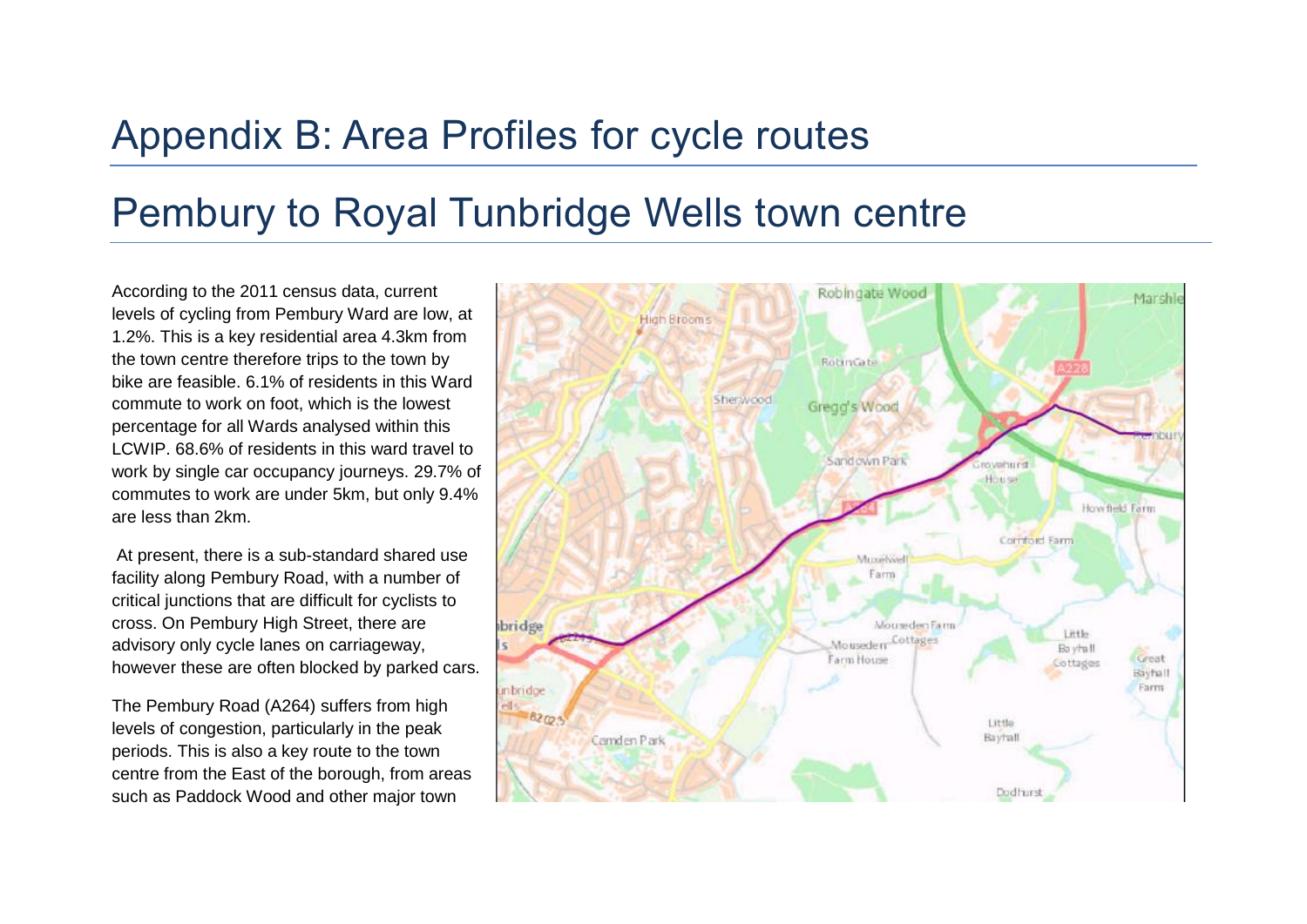# Appendix B: Area Profiles for cycle routes

## Pembury to Royal Tunbridge Wells town centre

According to the 2011 census data, current levels of cycling from Pembury Ward are low, at 1.2%. This is a key residential area 4.3km from the town centre therefore trips to the town by bike are feasible. 6.1% of residents in this Ward commute to work on foot, which is the lowest percentage for all Wards analysed within this LCWIP. 68.6% of residents in this ward travel to work by single car occupancy journeys. 29.7% of commutes to work are under 5km, but only 9.4% are less than 2km.

At present, there is a sub-standard shared use facility along Pembury Road, with a number of critical junctions that are difficult for cyclists to cross. On Pembury High Street, there are advisory only cycle lanes on carriageway, however these are often blocked by parked cars.

The Pembury Road (A264) suffers from high levels of congestion, particularly in the peak periods. This is also a key route to the town centre from the East of the borough, from areas such as Paddock Wood and other major town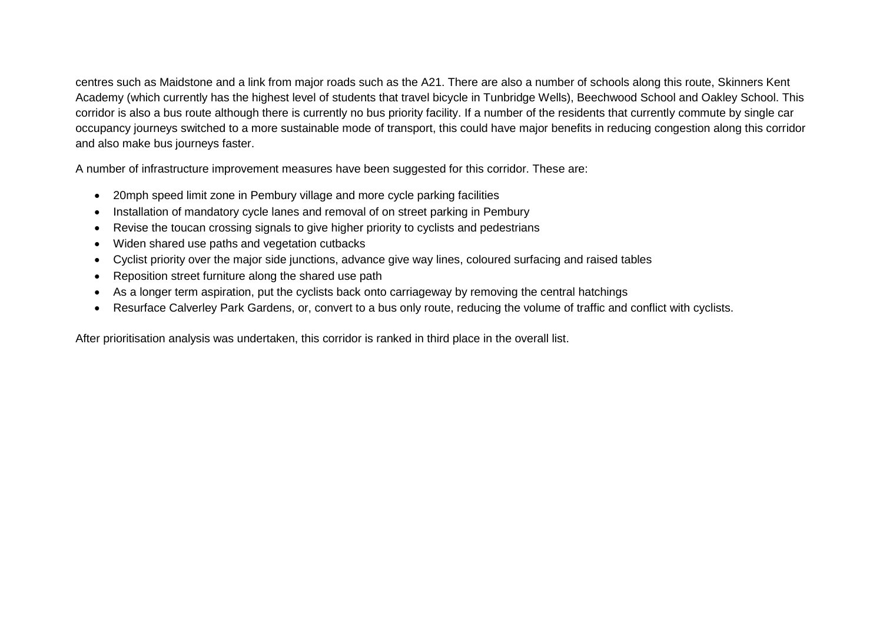centres such as Maidstone and a link from major roads such as the A21. There are also a number of schools along this route, Skinners Kent Academy (which currently has the highest level of students that travel bicycle in Tunbridge Wells), Beechwood School and Oakley School. This corridor is also a bus route although there is currently no bus priority facility. If a number of the residents that currently commute by single car occupancy journeys switched to a more sustainable mode of transport, this could have major benefits in reducing congestion along this corridor and also make bus journeys faster.

A number of infrastructure improvement measures have been suggested for this corridor. These are:

- 20mph speed limit zone in Pembury village and more cycle parking facilities
- Installation of mandatory cycle lanes and removal of on street parking in Pembury
- Revise the toucan crossing signals to give higher priority to cyclists and pedestrians
- Widen shared use paths and vegetation cutbacks
- Cyclist priority over the major side junctions, advance give way lines, coloured surfacing and raised tables
- Reposition street furniture along the shared use path
- As a longer term aspiration, put the cyclists back onto carriageway by removing the central hatchings
- Resurface Calverley Park Gardens, or, convert to a bus only route, reducing the volume of traffic and conflict with cyclists.

After prioritisation analysis was undertaken, this corridor is ranked in third place in the overall list.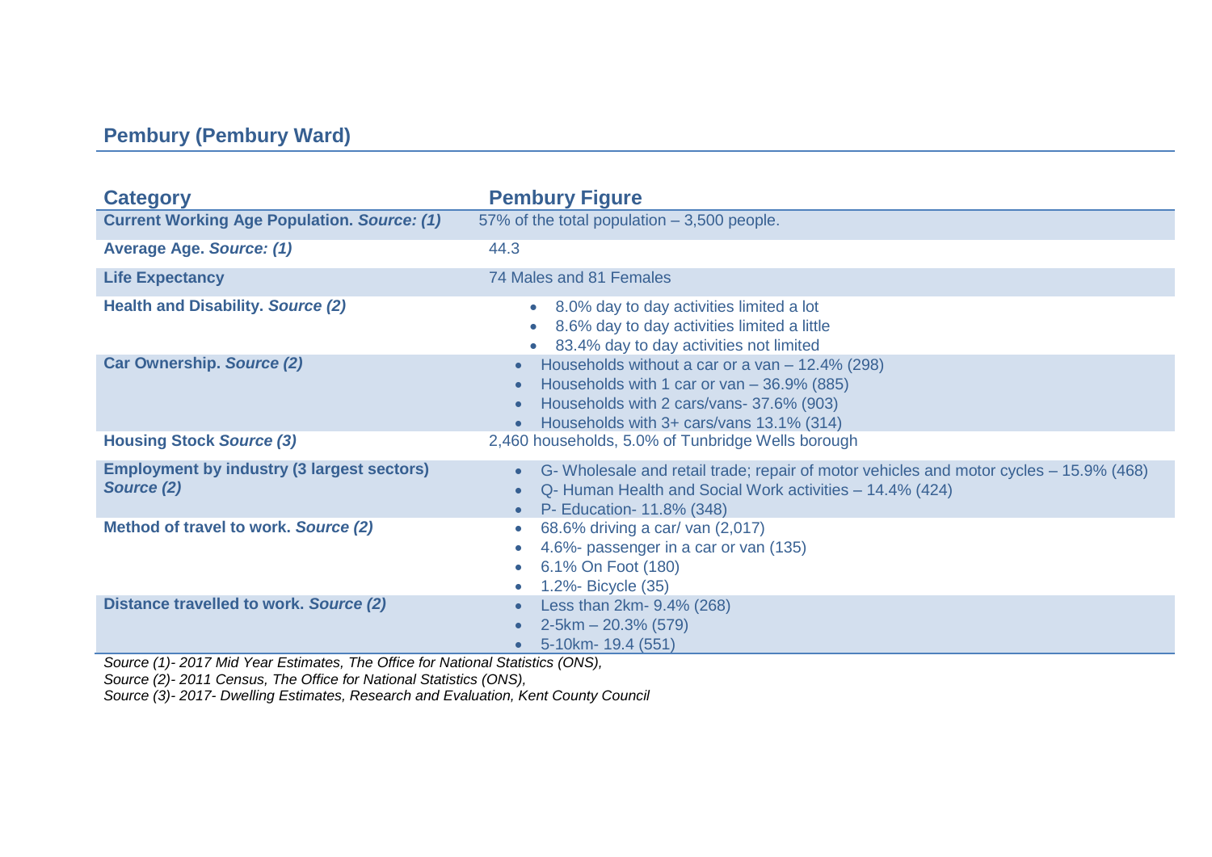## Pembury (Pembury Ward)

| Category | Pembury Figure |
|---|---|
| **Current Working Age Population. *Source: (1)*** | 57% of the total population – 3,500 people. |
| **Average Age. *Source: (1)*** | 44.3 |
| **Life Expectancy** | 74 Males and 81 Females |
| **Health and Disability. *Source (2)*** | • 8.0% day to day activities limited a lot<br>• 8.6% day to day activities limited a little<br>• 83.4% day to day activities not limited |
| **Car Ownership. *Source (2)*** | • Households without a car or a van – 12.4% (298)<br>• Households with 1 car or van – 36.9% (885)<br>• Households with 2 cars/vans- 37.6% (903)<br>• Households with 3+ cars/vans 13.1% (314) |
| **Housing Stock *Source (3)*** | 2,460 households, 5.0% of Tunbridge Wells borough |
| **Employment by industry (3 largest sectors) *Source (2)*** | • G- Wholesale and retail trade; repair of motor vehicles and motor cycles – 15.9% (468)<br>• Q- Human Health and Social Work activities – 14.4% (424)<br>• P- Education- 11.8% (348) |
| **Method of travel to work. *Source (2)*** | • 68.6% driving a car/ van (2,017)<br>• 4.6%- passenger in a car or van (135)<br>• 6.1% On Foot (180)<br>• 1.2%- Bicycle (35) |
| **Distance travelled to work. *Source (2)*** | • Less than 2km- 9.4% (268)<br>• 2-5km – 20.3% (579)<br>• 5-10km- 19.4 (551) |

*Source (1)- 2017 Mid Year Estimates, The Office for National Statistics (ONS),*
*Source (2)- 2011 Census, The Office for National Statistics (ONS),*
*Source (3)- 2017- Dwelling Estimates, Research and Evaluation, Kent County Council*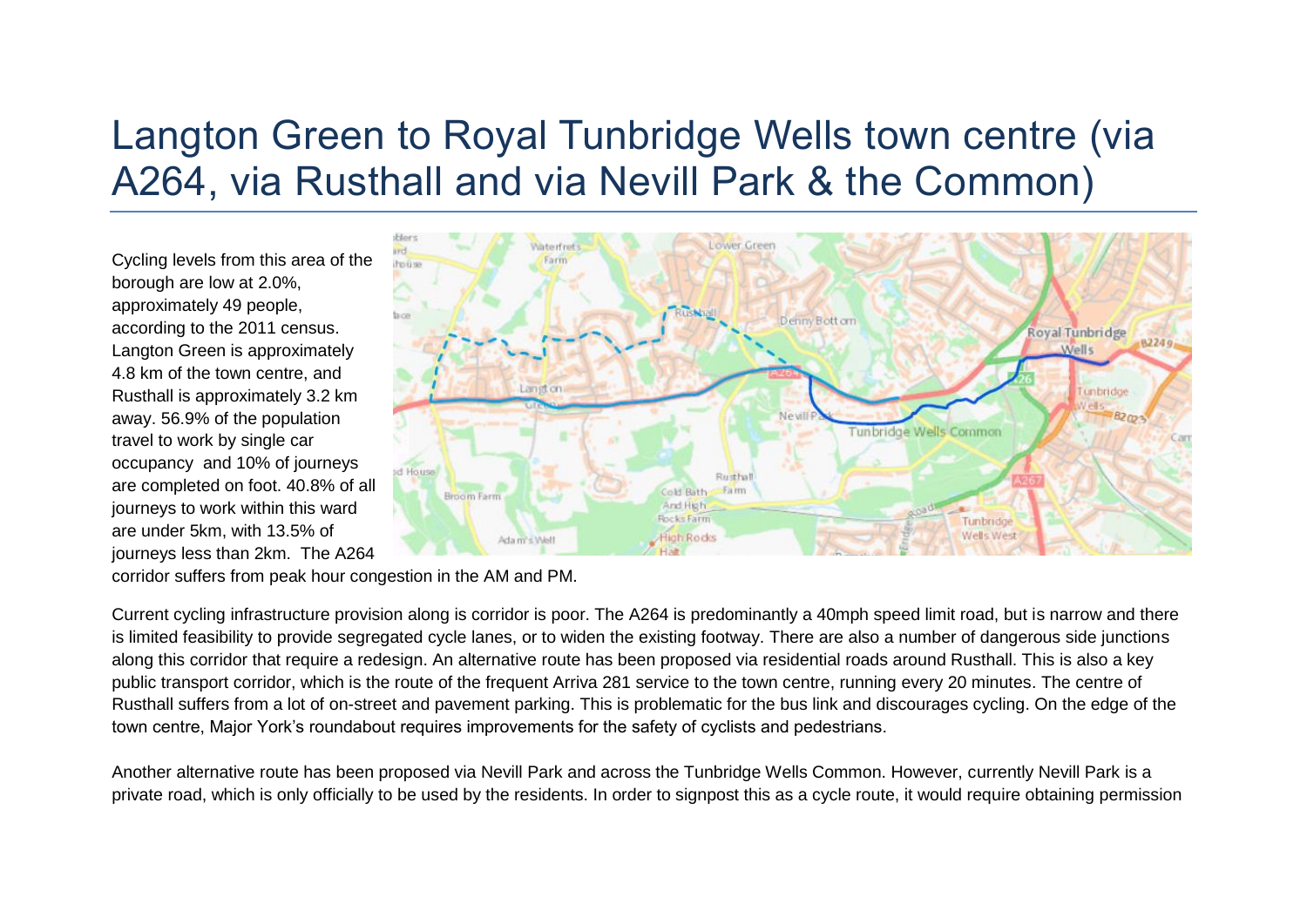# Langton Green to Royal Tunbridge Wells town centre (via A264, via Rusthall and via Nevill Park & the Common)

Cycling levels from this area of the borough are low at 2.0%, approximately 49 people, according to the 2011 census. Langton Green is approximately 4.8 km of the town centre, and Rusthall is approximately 3.2 km away. 56.9% of the population travel to work by single car occupancy and 10% of journeys are completed on foot. 40.8% of all journeys to work within this ward are under 5km, with 13.5% of journeys less than 2km. The A264 corridor suffers from peak hour congestion in the AM and PM.

Current cycling infrastructure provision along is corridor is poor. The A264 is predominantly a 40mph speed limit road, but is narrow and there is limited feasibility to provide segregated cycle lanes, or to widen the existing footway. There are also a number of dangerous side junctions along this corridor that require a redesign. An alternative route has been proposed via residential roads around Rusthall. This is also a key public transport corridor, which is the route of the frequent Arriva 281 service to the town centre, running every 20 minutes. The centre of Rusthall suffers from a lot of on-street and pavement parking. This is problematic for the bus link and discourages cycling. On the edge of the town centre, Major York's roundabout requires improvements for the safety of cyclists and pedestrians.

Another alternative route has been proposed via Nevill Park and across the Tunbridge Wells Common. However, currently Nevill Park is a private road, which is only officially to be used by the residents. In order to signpost this as a cycle route, it would require obtaining permission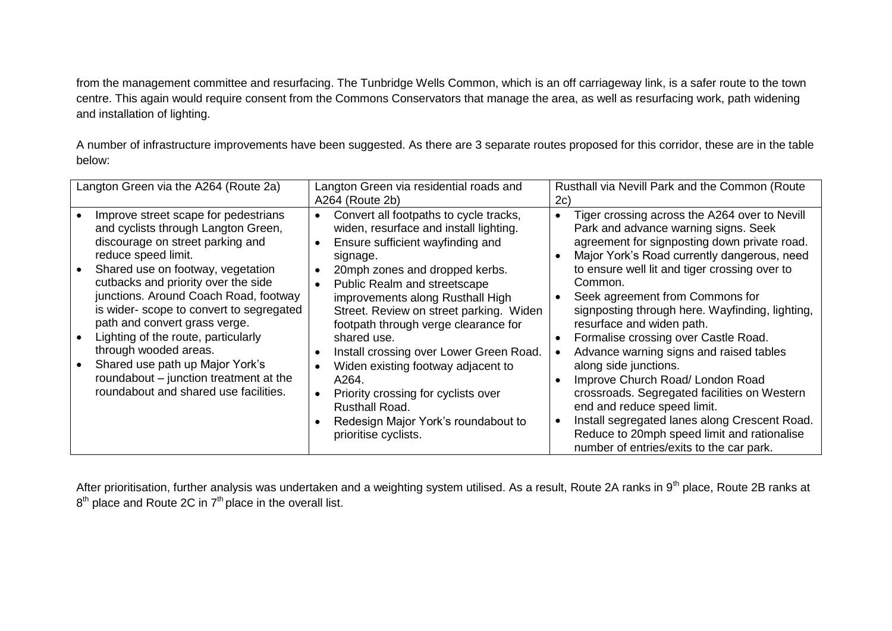from the management committee and resurfacing. The Tunbridge Wells Common, which is an off carriageway link, is a safer route to the town centre. This again would require consent from the Commons Conservators that manage the area, as well as resurfacing work, path widening and installation of lighting.

A number of infrastructure improvements have been suggested. As there are 3 separate routes proposed for this corridor, these are in the table below:

| Langton Green via the A264 (Route 2a) | Langton Green via residential roads and A264 (Route 2b) | Rusthall via Nevill Park and the Common (Route 2c) |
|---|---|---|
| • Improve street scape for pedestrians and cyclists through Langton Green, discourage on street parking and reduce speed limit.<br>• Shared use on footway, vegetation cutbacks and priority over the side junctions. Around Coach Road, footway is wider- scope to convert to segregated path and convert grass verge.<br>• Lighting of the route, particularly through wooded areas.<br>• Shared use path up Major York's roundabout – junction treatment at the roundabout and shared use facilities. | • Convert all footpaths to cycle tracks, widen, resurface and install lighting.<br>• Ensure sufficient wayfinding and signage.<br>• 20mph zones and dropped kerbs.<br>• Public Realm and streetscape improvements along Rusthall High Street. Review on street parking. Widen footpath through verge clearance for shared use.<br>• Install crossing over Lower Green Road.<br>• Widen existing footway adjacent to A264.<br>• Priority crossing for cyclists over Rusthall Road.<br>• Redesign Major York's roundabout to prioritise cyclists. | • Tiger crossing across the A264 over to Nevill Park and advance warning signs. Seek agreement for signposting down private road.<br>• Major York's Road currently dangerous, need to ensure well lit and tiger crossing over to Common.<br>• Seek agreement from Commons for signposting through here. Wayfinding, lighting, resurface and widen path.<br>• Formalise crossing over Castle Road.<br>• Advance warning signs and raised tables along side junctions.<br>• Improve Church Road/ London Road crossroads. Segregated facilities on Western end and reduce speed limit.<br>• Install segregated lanes along Crescent Road. Reduce to 20mph speed limit and rationalise number of entries/exits to the car park. |

After prioritisation, further analysis was undertaken and a weighting system utilised. As a result, Route 2A ranks in 9th place, Route 2B ranks at 8th place and Route 2C in 7th place in the overall list.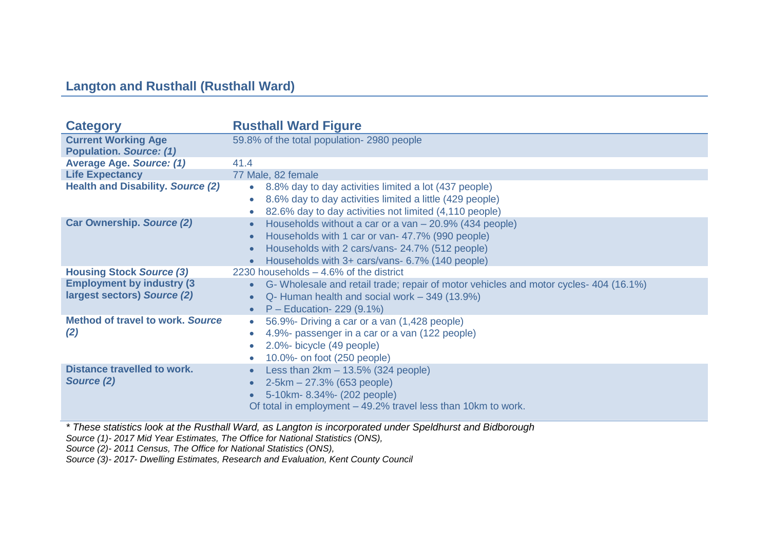## Langton and Rusthall (Rusthall Ward)

| Category | Rusthall Ward Figure |
|---|---|
| **Current Working Age Population. *Source: (1)*** | 59.8% of the total population- 2980 people |
| **Average Age. *Source: (1)*** | 41.4 |
| **Life Expectancy** | 77 Male, 82 female |
| **Health and Disability. *Source (2)*** | • 8.8% day to day activities limited a lot (437 people)<br>• 8.6% day to day activities limited a little (429 people)<br>• 82.6% day to day activities not limited (4,110 people) |
| **Car Ownership. *Source (2)*** | • Households without a car or a van – 20.9% (434 people)<br>• Households with 1 car or van- 47.7% (990 people)<br>• Households with 2 cars/vans- 24.7% (512 people)<br>• Households with 3+ cars/vans- 6.7% (140 people) |
| **Housing Stock *Source (3)*** | 2230 households – 4.6% of the district |
| **Employment by industry (3 largest sectors) *Source (2)*** | • G- Wholesale and retail trade; repair of motor vehicles and motor cycles- 404 (16.1%)<br>• Q- Human health and social work – 349 (13.9%)<br>• P – Education- 229 (9.1%) |
| **Method of travel to work. *Source (2)*** | • 56.9%- Driving a car or a van (1,428 people)<br>• 4.9%- passenger in a car or a van (122 people)<br>• 2.0%- bicycle (49 people)<br>• 10.0%- on foot (250 people) |
| **Distance travelled to work. *Source (2)*** | • Less than 2km – 13.5% (324 people)<br>• 2-5km – 27.3% (653 people)<br>• 5-10km- 8.34%- (202 people)<br>Of total in employment – 49.2% travel less than 10km to work. |

*\* These statistics look at the Rusthall Ward, as Langton is incorporated under Speldhurst and Bidborough*

*Source (1)- 2017 Mid Year Estimates, The Office for National Statistics (ONS),*

*Source (2)- 2011 Census, The Office for National Statistics (ONS),*

*Source (3)- 2017- Dwelling Estimates, Research and Evaluation, Kent County Council*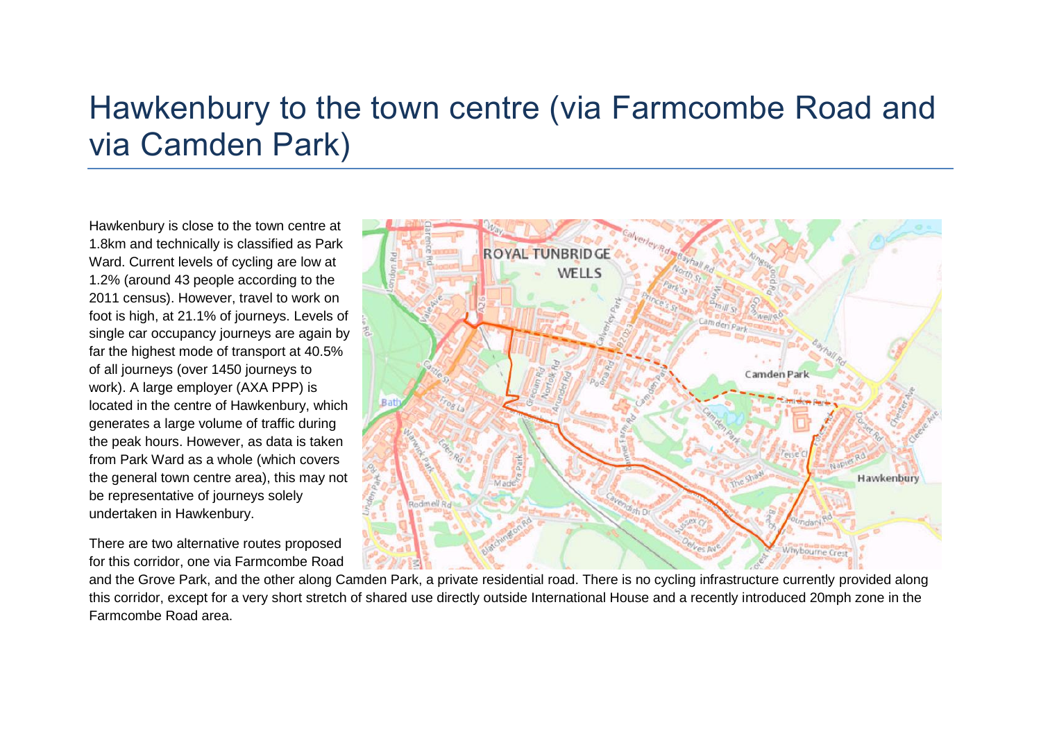# Hawkenbury to the town centre (via Farmcombe Road and via Camden Park)

Hawkenbury is close to the town centre at 1.8km and technically is classified as Park Ward. Current levels of cycling are low at 1.2% (around 43 people according to the 2011 census). However, travel to work on foot is high, at 21.1% of journeys. Levels of single car occupancy journeys are again by far the highest mode of transport at 40.5% of all journeys (over 1450 journeys to work). A large employer (AXA PPP) is located in the centre of Hawkenbury, which generates a large volume of traffic during the peak hours. However, as data is taken from Park Ward as a whole (which covers the general town centre area), this may not be representative of journeys solely undertaken in Hawkenbury.

There are two alternative routes proposed for this corridor, one via Farmcombe Road and the Grove Park, and the other along Camden Park, a private residential road. There is no cycling infrastructure currently provided along this corridor, except for a very short stretch of shared use directly outside International House and a recently introduced 20mph zone in the Farmcombe Road area.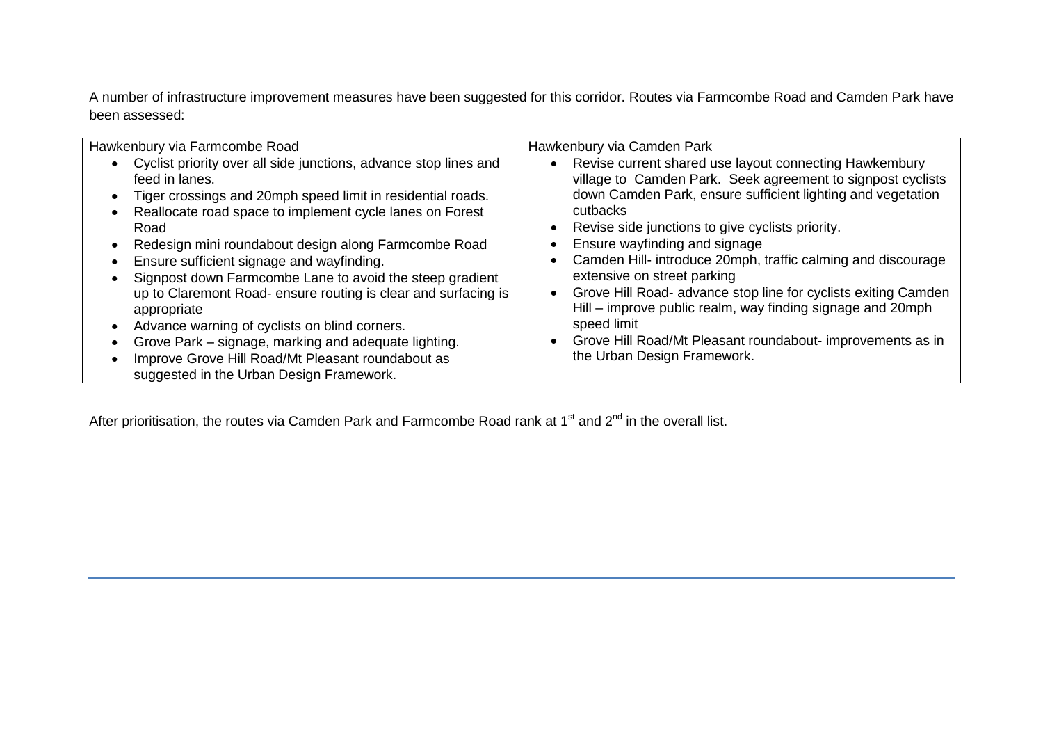A number of infrastructure improvement measures have been suggested for this corridor. Routes via Farmcombe Road and Camden Park have been assessed:

| Hawkenbury via Farmcombe Road | Hawkenbury via Camden Park |
| --- | --- |
| • Cyclist priority over all side junctions, advance stop lines and feed in lanes.<br>• Tiger crossings and 20mph speed limit in residential roads.<br>• Reallocate road space to implement cycle lanes on Forest Road<br>• Redesign mini roundabout design along Farmcombe Road<br>• Ensure sufficient signage and wayfinding.<br>• Signpost down Farmcombe Lane to avoid the steep gradient up to Claremont Road- ensure routing is clear and surfacing is appropriate<br>• Advance warning of cyclists on blind corners.<br>• Grove Park – signage, marking and adequate lighting.<br>• Improve Grove Hill Road/Mt Pleasant roundabout as suggested in the Urban Design Framework. | • Revise current shared use layout connecting Hawkembury village to Camden Park. Seek agreement to signpost cyclists down Camden Park, ensure sufficient lighting and vegetation cutbacks<br>• Revise side junctions to give cyclists priority.<br>• Ensure wayfinding and signage<br>• Camden Hill- introduce 20mph, traffic calming and discourage extensive on street parking<br>• Grove Hill Road- advance stop line for cyclists exiting Camden Hill – improve public realm, way finding signage and 20mph speed limit<br>• Grove Hill Road/Mt Pleasant roundabout- improvements as in the Urban Design Framework. |

After prioritisation, the routes via Camden Park and Farmcombe Road rank at 1st and 2nd in the overall list.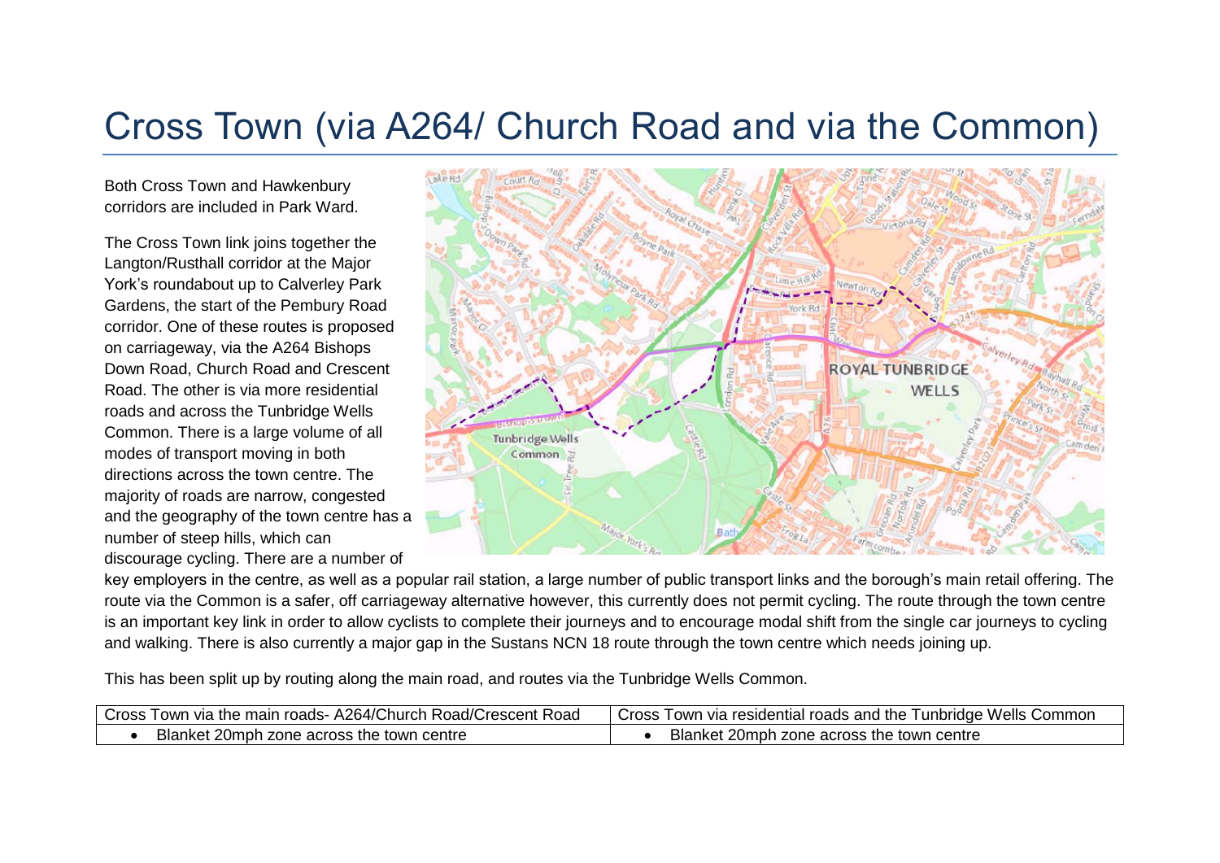# Cross Town (via A264/ Church Road and via the Common)

Both Cross Town and Hawkenbury corridors are included in Park Ward.

The Cross Town link joins together the Langton/Rusthall corridor at the Major York's roundabout up to Calverley Park Gardens, the start of the Pembury Road corridor. One of these routes is proposed on carriageway, via the A264 Bishops Down Road, Church Road and Crescent Road. The other is via more residential roads and across the Tunbridge Wells Common. There is a large volume of all modes of transport moving in both directions across the town centre. The majority of roads are narrow, congested and the geography of the town centre has a number of steep hills, which can discourage cycling. There are a number of key employers in the centre, as well as a popular rail station, a large number of public transport links and the borough's main retail offering. The route via the Common is a safer, off carriageway alternative however, this currently does not permit cycling. The route through the town centre is an important key link in order to allow cyclists to complete their journeys and to encourage modal shift from the single car journeys to cycling and walking. There is also currently a major gap in the Sustans NCN 18 route through the town centre which needs joining up.

This has been split up by routing along the main road, and routes via the Tunbridge Wells Common.

| Cross Town via the main roads- A264/Church Road/Crescent Road | Cross Town via residential roads and the Tunbridge Wells Common |
|---|---|
| • Blanket 20mph zone across the town centre | • Blanket 20mph zone across the town centre |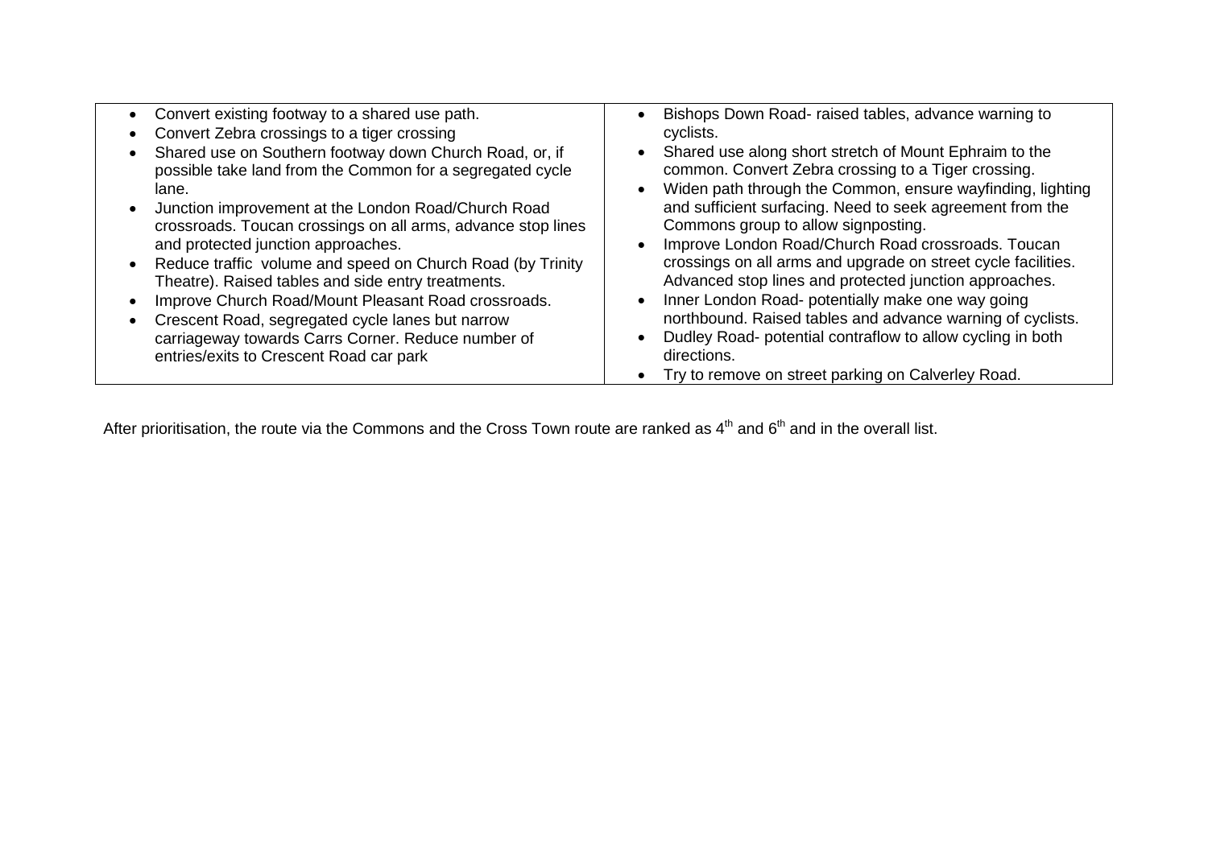| | |
|---|---|
| <ul><li>Convert existing footway to a shared use path.</li><li>Convert Zebra crossings to a tiger crossing</li><li>Shared use on Southern footway down Church Road, or, if possible take land from the Common for a segregated cycle lane.</li><li>Junction improvement at the London Road/Church Road crossroads. Toucan crossings on all arms, advance stop lines and protected junction approaches.</li><li>Reduce traffic volume and speed on Church Road (by Trinity Theatre). Raised tables and side entry treatments.</li><li>Improve Church Road/Mount Pleasant Road crossroads.</li><li>Crescent Road, segregated cycle lanes but narrow carriageway towards Carrs Corner. Reduce number of entries/exits to Crescent Road car park</li></ul> | <ul><li>Bishops Down Road- raised tables, advance warning to cyclists.</li><li>Shared use along short stretch of Mount Ephraim to the common. Convert Zebra crossing to a Tiger crossing.</li><li>Widen path through the Common, ensure wayfinding, lighting and sufficient surfacing. Need to seek agreement from the Commons group to allow signposting.</li><li>Improve London Road/Church Road crossroads. Toucan crossings on all arms and upgrade on street cycle facilities. Advanced stop lines and protected junction approaches.</li><li>Inner London Road- potentially make one way going northbound. Raised tables and advance warning of cyclists.</li><li>Dudley Road- potential contraflow to allow cycling in both directions.</li><li>Try to remove on street parking on Calverley Road.</li></ul> |

After prioritisation, the route via the Commons and the Cross Town route are ranked as 4th and 6th and in the overall list.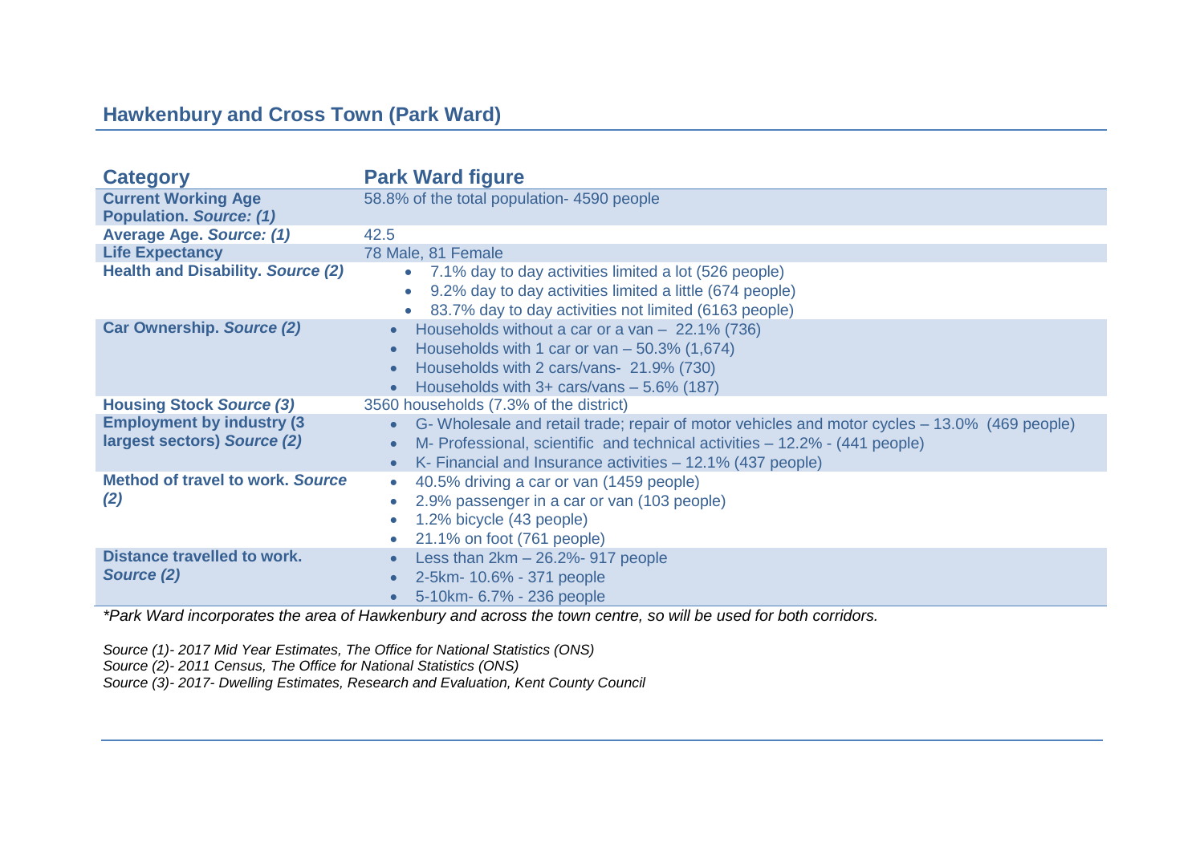## Hawkenbury and Cross Town (Park Ward)

| Category | Park Ward figure |
|---|---|
| **Current Working Age Population. *Source: (1)*** | 58.8% of the total population- 4590 people |
| **Average Age. *Source: (1)*** | 42.5 |
| **Life Expectancy** | 78 Male, 81 Female |
| **Health and Disability. *Source (2)*** | • 7.1% day to day activities limited a lot (526 people)<br>• 9.2% day to day activities limited a little (674 people)<br>• 83.7% day to day activities not limited (6163 people) |
| **Car Ownership. *Source (2)*** | • Households without a car or a van – 22.1% (736)<br>• Households with 1 car or van – 50.3% (1,674)<br>• Households with 2 cars/vans- 21.9% (730)<br>• Households with 3+ cars/vans – 5.6% (187) |
| **Housing Stock *Source (3)*** | 3560 households (7.3% of the district) |
| **Employment by industry (3 largest sectors) *Source (2)*** | • G- Wholesale and retail trade; repair of motor vehicles and motor cycles – 13.0% (469 people)<br>• M- Professional, scientific and technical activities – 12.2% - (441 people)<br>• K- Financial and Insurance activities – 12.1% (437 people) |
| **Method of travel to work. *Source (2)*** | • 40.5% driving a car or van (1459 people)<br>• 2.9% passenger in a car or van (103 people)<br>• 1.2% bicycle (43 people)<br>• 21.1% on foot (761 people) |
| **Distance travelled to work. *Source (2)*** | • Less than 2km – 26.2%- 917 people<br>• 2-5km- 10.6% - 371 people<br>• 5-10km- 6.7% - 236 people |

*\*Park Ward incorporates the area of Hawkenbury and across the town centre, so will be used for both corridors.*

*Source (1)- 2017 Mid Year Estimates, The Office for National Statistics (ONS)*
*Source (2)- 2011 Census, The Office for National Statistics (ONS)*
*Source (3)- 2017- Dwelling Estimates, Research and Evaluation, Kent County Council*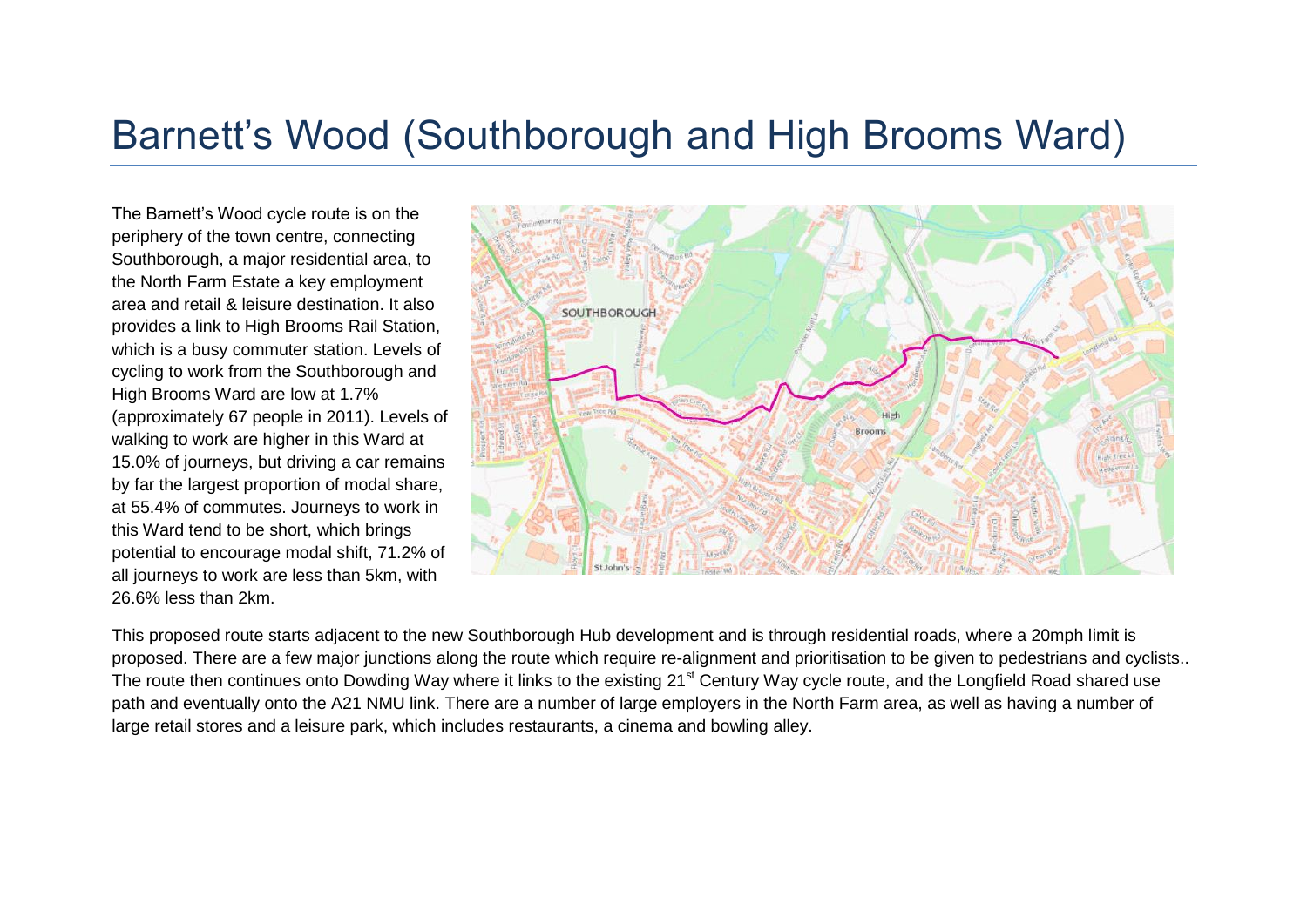# Barnett's Wood (Southborough and High Brooms Ward)

The Barnett's Wood cycle route is on the periphery of the town centre, connecting Southborough, a major residential area, to the North Farm Estate a key employment area and retail & leisure destination. It also provides a link to High Brooms Rail Station, which is a busy commuter station. Levels of cycling to work from the Southborough and High Brooms Ward are low at 1.7% (approximately 67 people in 2011). Levels of walking to work are higher in this Ward at 15.0% of journeys, but driving a car remains by far the largest proportion of modal share, at 55.4% of commutes. Journeys to work in this Ward tend to be short, which brings potential to encourage modal shift, 71.2% of all journeys to work are less than 5km, with 26.6% less than 2km.

This proposed route starts adjacent to the new Southborough Hub development and is through residential roads, where a 20mph limit is proposed. There are a few major junctions along the route which require re-alignment and prioritisation to be given to pedestrians and cyclists.. The route then continues onto Dowding Way where it links to the existing 21st Century Way cycle route, and the Longfield Road shared use path and eventually onto the A21 NMU link. There are a number of large employers in the North Farm area, as well as having a number of large retail stores and a leisure park, which includes restaurants, a cinema and bowling alley.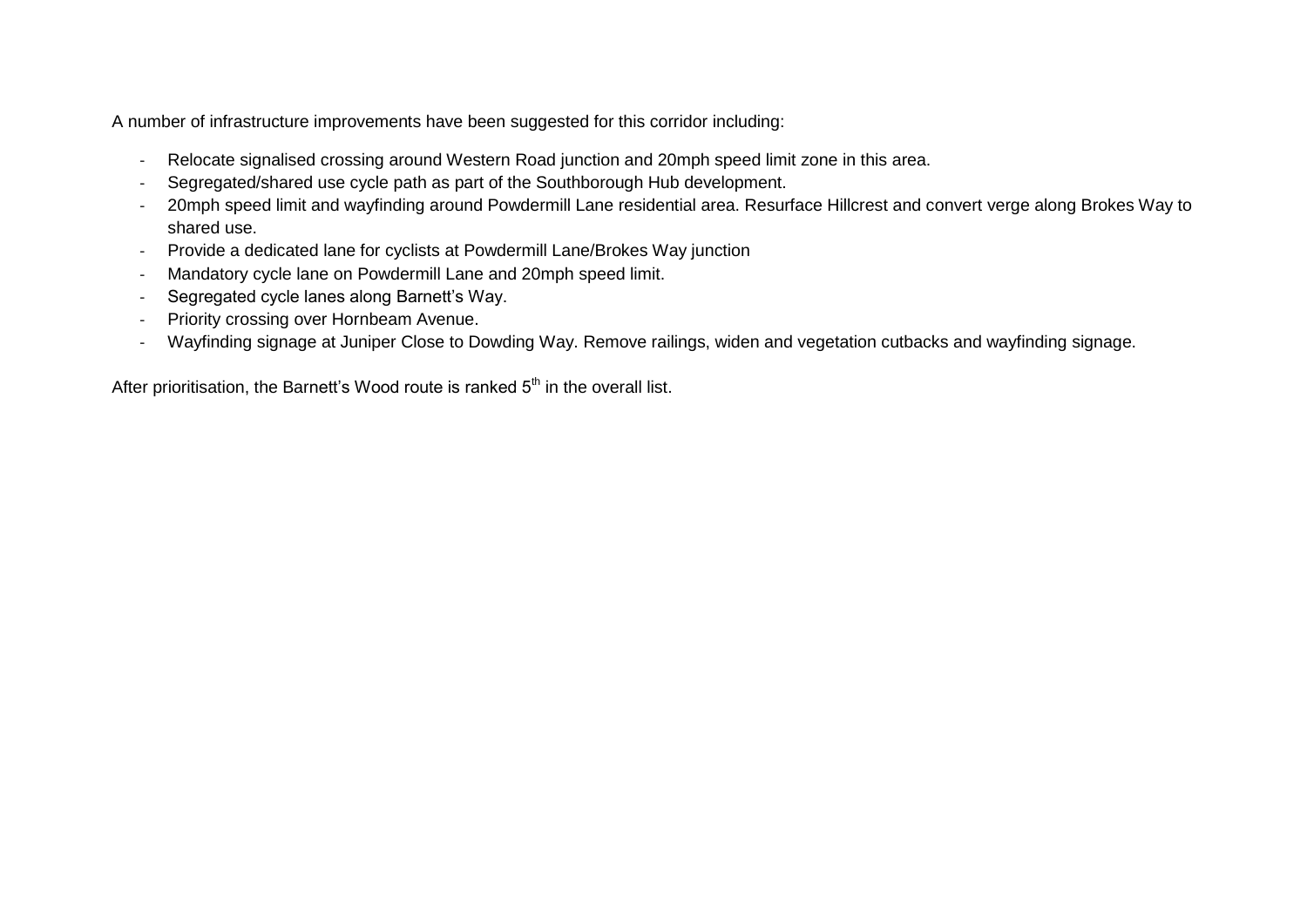A number of infrastructure improvements have been suggested for this corridor including:

- Relocate signalised crossing around Western Road junction and 20mph speed limit zone in this area.
- Segregated/shared use cycle path as part of the Southborough Hub development.
- 20mph speed limit and wayfinding around Powdermill Lane residential area. Resurface Hillcrest and convert verge along Brokes Way to shared use.
- Provide a dedicated lane for cyclists at Powdermill Lane/Brokes Way junction
- Mandatory cycle lane on Powdermill Lane and 20mph speed limit.
- Segregated cycle lanes along Barnett's Way.
- Priority crossing over Hornbeam Avenue.
- Wayfinding signage at Juniper Close to Dowding Way. Remove railings, widen and vegetation cutbacks and wayfinding signage.

After prioritisation, the Barnett's Wood route is ranked 5th in the overall list.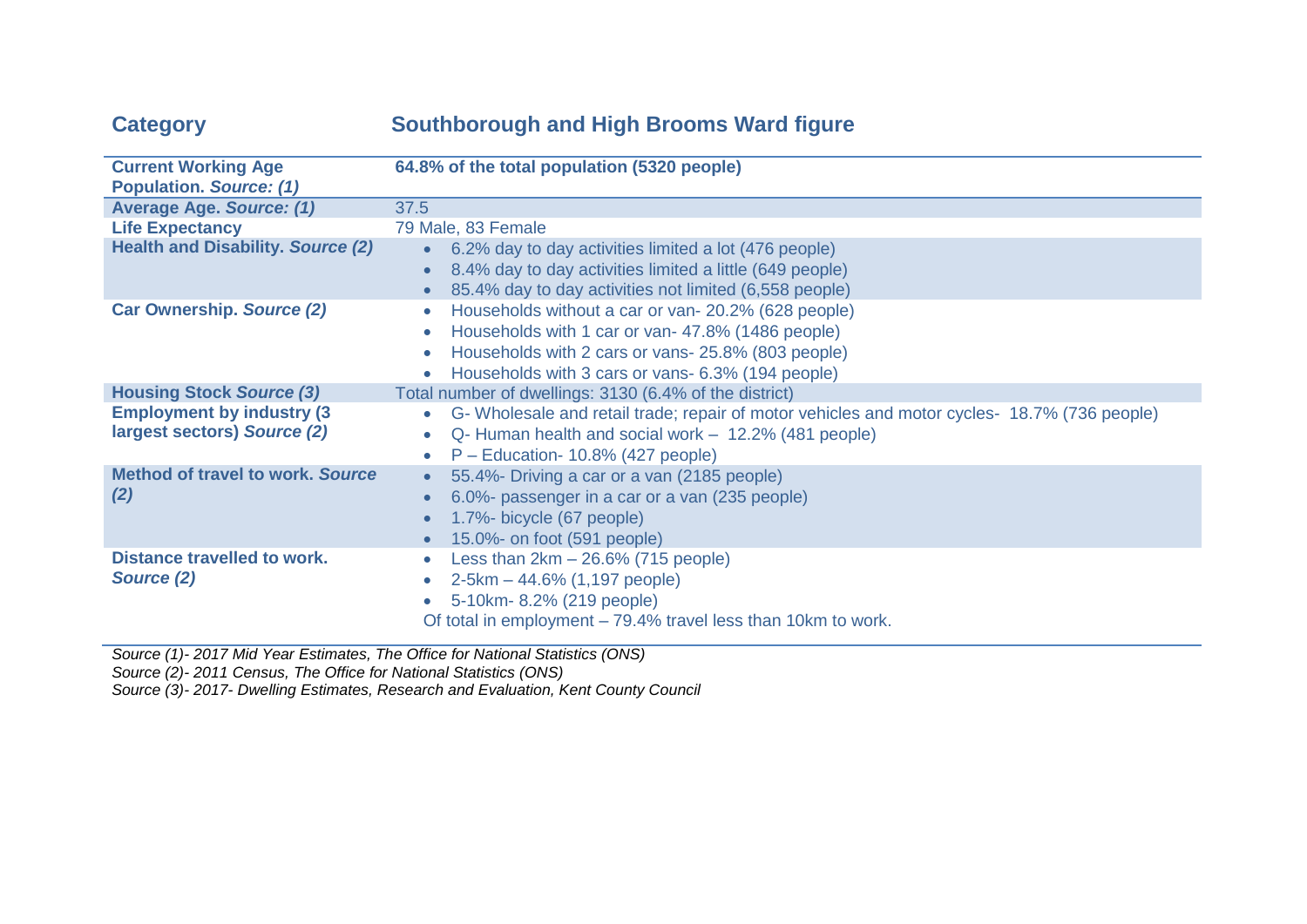| Category | Southborough and High Brooms Ward figure |
|---|---|
| **Current Working Age Population. *Source: (1)*** | **64.8% of the total population (5320 people)** |
| **Average Age. *Source: (1)*** | 37.5 |
| **Life Expectancy** | 79 Male, 83 Female |
| **Health and Disability. *Source (2)*** | • 6.2% day to day activities limited a lot (476 people)<br>• 8.4% day to day activities limited a little (649 people)<br>• 85.4% day to day activities not limited (6,558 people) |
| **Car Ownership. *Source (2)*** | • Households without a car or van- 20.2% (628 people)<br>• Households with 1 car or van- 47.8% (1486 people)<br>• Households with 2 cars or vans- 25.8% (803 people)<br>• Households with 3 cars or vans- 6.3% (194 people) |
| **Housing Stock *Source (3)*** | Total number of dwellings: 3130 (6.4% of the district) |
| **Employment by industry (3 largest sectors) *Source (2)*** | • G- Wholesale and retail trade; repair of motor vehicles and motor cycles- 18.7% (736 people)<br>• Q- Human health and social work – 12.2% (481 people)<br>• P – Education- 10.8% (427 people) |
| **Method of travel to work. *Source (2)*** | • 55.4%- Driving a car or a van (2185 people)<br>• 6.0%- passenger in a car or a van (235 people)<br>• 1.7%- bicycle (67 people)<br>• 15.0%- on foot (591 people) |
| **Distance travelled to work. *Source (2)*** | • Less than 2km – 26.6% (715 people)<br>• 2-5km – 44.6% (1,197 people)<br>• 5-10km- 8.2% (219 people)<br>Of total in employment – 79.4% travel less than 10km to work. |

*Source (1)- 2017 Mid Year Estimates, The Office for National Statistics (ONS)*
*Source (2)- 2011 Census, The Office for National Statistics (ONS)*
*Source (3)- 2017- Dwelling Estimates, Research and Evaluation, Kent County Council*